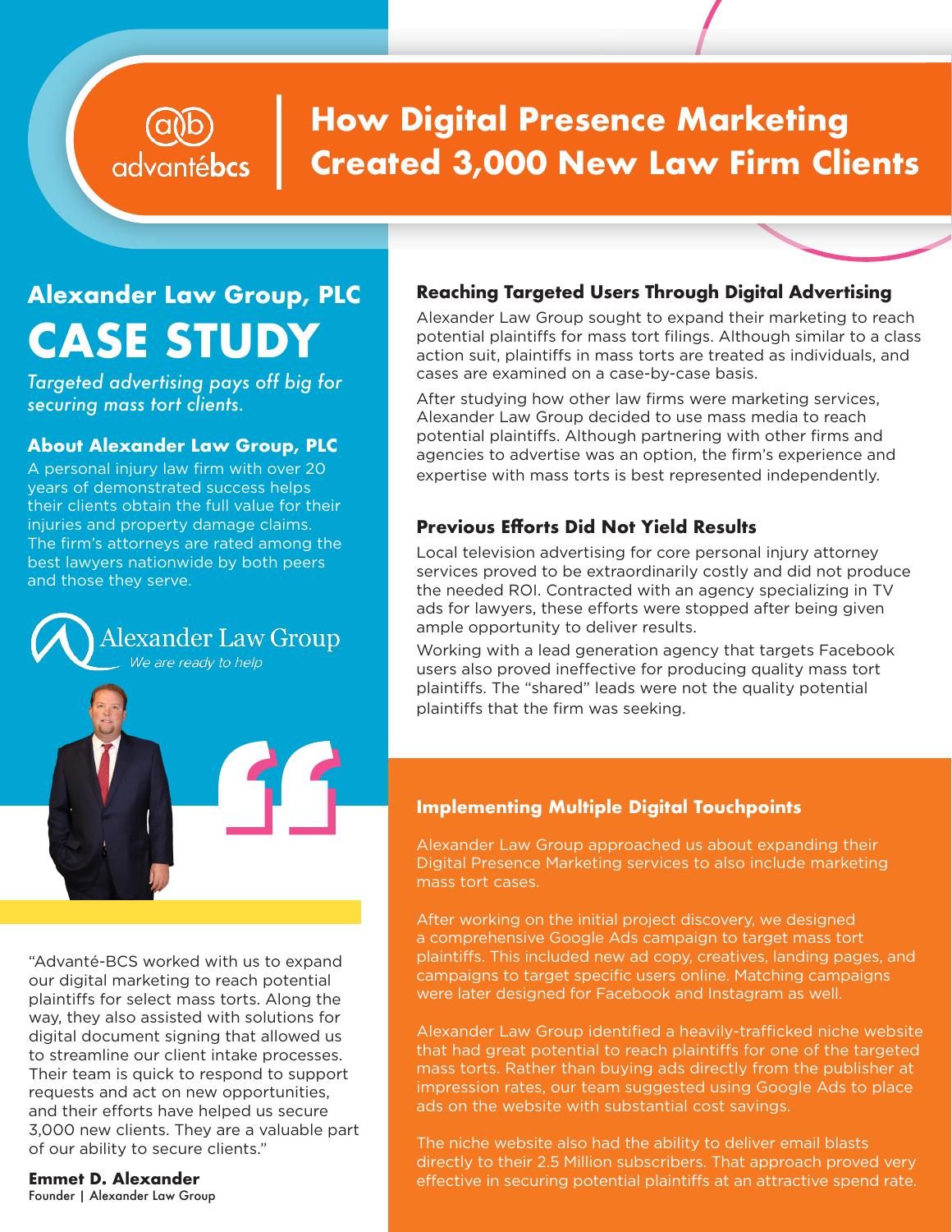advantébcs

# How Digital Presence Marketing Created 3,000 New Law Firm Clients

## Alexander Law Group, PLC CASE STUDY

*Targeted advertising pays off big for securing mass tort clients.*

### About Alexander Law Group, PLC

A personal injury law firm with over 20 years of demonstrated success helps their clients obtain the full value for their injuries and property damage claims. The firm's attorneys are rated among the best lawyers nationwide by both peers and those they serve.

Alexander Law Group
*We are ready to help*

"Advanté-BCS worked with us to expand our digital marketing to reach potential plaintiffs for select mass torts. Along the way, they also assisted with solutions for digital document signing that allowed us to streamline our client intake processes. Their team is quick to respond to support requests and act on new opportunities, and their efforts have helped us secure 3,000 new clients. They are a valuable part of our ability to secure clients."

**Emmet D. Alexander**
Founder | Alexander Law Group

### Reaching Targeted Users Through Digital Advertising

Alexander Law Group sought to expand their marketing to reach potential plaintiffs for mass tort filings. Although similar to a class action suit, plaintiffs in mass torts are treated as individuals, and cases are examined on a case-by-case basis.

After studying how other law firms were marketing services, Alexander Law Group decided to use mass media to reach potential plaintiffs. Although partnering with other firms and agencies to advertise was an option, the firm's experience and expertise with mass torts is best represented independently.

### Previous Efforts Did Not Yield Results

Local television advertising for core personal injury attorney services proved to be extraordinarily costly and did not produce the needed ROI. Contracted with an agency specializing in TV ads for lawyers, these efforts were stopped after being given ample opportunity to deliver results.

Working with a lead generation agency that targets Facebook users also proved ineffective for producing quality mass tort plaintiffs. The "shared" leads were not the quality potential plaintiffs that the firm was seeking.

### Implementing Multiple Digital Touchpoints

Alexander Law Group approached us about expanding their Digital Presence Marketing services to also include marketing mass tort cases.

After working on the initial project discovery, we designed a comprehensive Google Ads campaign to target mass tort plaintiffs. This included new ad copy, creatives, landing pages, and campaigns to target specific users online. Matching campaigns were later designed for Facebook and Instagram as well.

Alexander Law Group identified a heavily-trafficked niche website that had great potential to reach plaintiffs for one of the targeted mass torts. Rather than buying ads directly from the publisher at impression rates, our team suggested using Google Ads to place ads on the website with substantial cost savings.

The niche website also had the ability to deliver email blasts directly to their 2.5 Million subscribers. That approach proved very effective in securing potential plaintiffs at an attractive spend rate.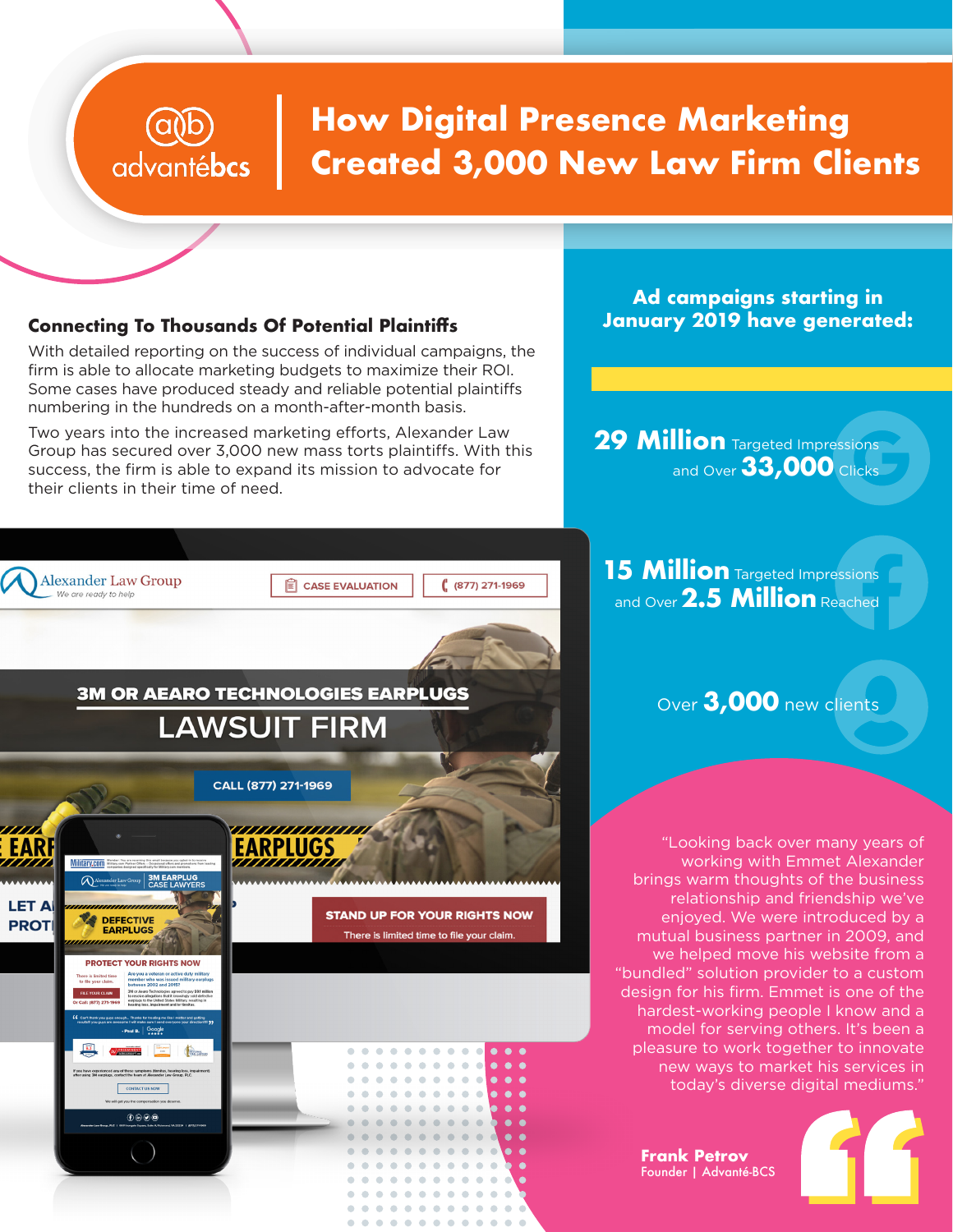# How Digital Presence Marketing Created 3,000 New Law Firm Clients

advantébcs

## Connecting To Thousands Of Potential Plaintiffs

With detailed reporting on the success of individual campaigns, the firm is able to allocate marketing budgets to maximize their ROI. Some cases have produced steady and reliable potential plaintiffs numbering in the hundreds on a month-after-month basis.

Two years into the increased marketing efforts, Alexander Law Group has secured over 3,000 new mass torts plaintiffs. With this success, the firm is able to expand its mission to advocate for their clients in their time of need.

## Ad campaigns starting in January 2019 have generated:

**29 Million** Targeted Impressions and Over **33,000** Clicks

**15 Million** Targeted Impressions and Over **2.5 Million** Reached

Over **3,000** new clients

"Looking back over many years of working with Emmet Alexander brings warm thoughts of the business relationship and friendship we've enjoyed. We were introduced by a mutual business partner in 2009, and we helped move his website from a "bundled" solution provider to a custom design for his firm. Emmet is one of the hardest-working people I know and a model for serving others. It's been a pleasure to work together to innovate new ways to market his services in today's diverse digital mediums."

**Frank Petrov**
Founder | Advanté-BCS